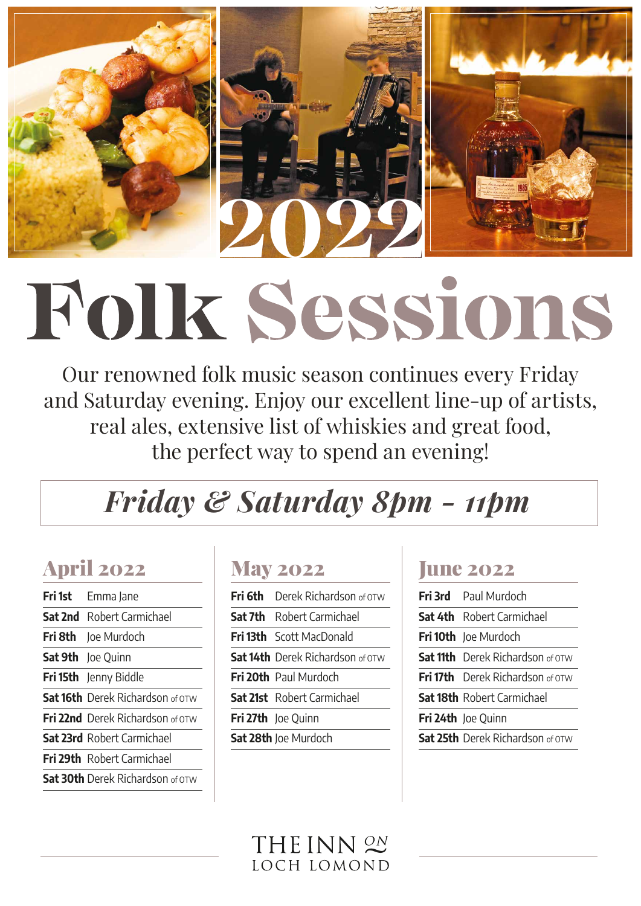2022

# Folk Sessions

Our renowned folk music season continues every Friday and Saturday evening. Enjoy our excellent line-up of artists, real ales, extensive list of whiskies and great food, the perfect way to spend an evening!

## *Friday & Saturday 8pm - 11pm*

## April 2022

| | |
|---|---|
| **Fri 1st** | Emma Jane |
| **Sat 2nd** | Robert Carmichael |
| **Fri 8th** | Joe Murdoch |
| **Sat 9th** | Joe Quinn |
| **Fri 15th** | Jenny Biddle |
| **Sat 16th** | Derek Richardson of OTW |
| **Fri 22nd** | Derek Richardson of OTW |
| **Sat 23rd** | Robert Carmichael |
| **Fri 29th** | Robert Carmichael |
| **Sat 30th** | Derek Richardson of OTW |

## May 2022

| | |
|---|---|
| **Fri 6th** | Derek Richardson of OTW |
| **Sat 7th** | Robert Carmichael |
| **Fri 13th** | Scott MacDonald |
| **Sat 14th** | Derek Richardson of OTW |
| **Fri 20th** | Paul Murdoch |
| **Sat 21st** | Robert Carmichael |
| **Fri 27th** | Joe Quinn |
| **Sat 28th** | Joe Murdoch |

## June 2022

| | |
|---|---|
| **Fri 3rd** | Paul Murdoch |
| **Sat 4th** | Robert Carmichael |
| **Fri 10th** | Joe Murdoch |
| **Sat 11th** | Derek Richardson of OTW |
| **Fri 17th** | Derek Richardson of OTW |
| **Sat 18th** | Robert Carmichael |
| **Fri 24th** | Joe Quinn |
| **Sat 25th** | Derek Richardson of OTW |

THE INN ON LOCH LOMOND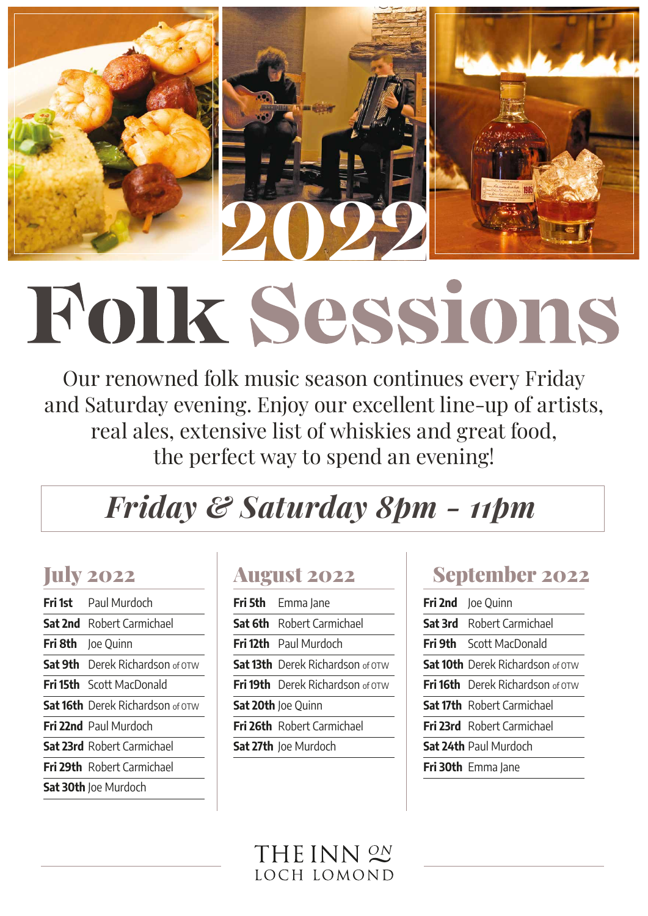2022

# Folk Sessions

Our renowned folk music season continues every Friday and Saturday evening. Enjoy our excellent line-up of artists, real ales, extensive list of whiskies and great food, the perfect way to spend an evening!

## *Friday & Saturday 8pm - 11pm*

### July 2022

| | |
|---|---|
| **Fri 1st** | Paul Murdoch |
| **Sat 2nd** | Robert Carmichael |
| **Fri 8th** | Joe Quinn |
| **Sat 9th** | Derek Richardson of OTW |
| **Fri 15th** | Scott MacDonald |
| **Sat 16th** | Derek Richardson of OTW |
| **Fri 22nd** | Paul Murdoch |
| **Sat 23rd** | Robert Carmichael |
| **Fri 29th** | Robert Carmichael |
| **Sat 30th** | Joe Murdoch |

### August 2022

| | |
|---|---|
| **Fri 5th** | Emma Jane |
| **Sat 6th** | Robert Carmichael |
| **Fri 12th** | Paul Murdoch |
| **Sat 13th** | Derek Richardson of OTW |
| **Fri 19th** | Derek Richardson of OTW |
| **Sat 20th** | Joe Quinn |
| **Fri 26th** | Robert Carmichael |
| **Sat 27th** | Joe Murdoch |

### September 2022

| | |
|---|---|
| **Fri 2nd** | Joe Quinn |
| **Sat 3rd** | Robert Carmichael |
| **Fri 9th** | Scott MacDonald |
| **Sat 10th** | Derek Richardson of OTW |
| **Fri 16th** | Derek Richardson of OTW |
| **Sat 17th** | Robert Carmichael |
| **Fri 23rd** | Robert Carmichael |
| **Sat 24th** | Paul Murdoch |
| **Fri 30th** | Emma Jane |

THE INN ON LOCH LOMOND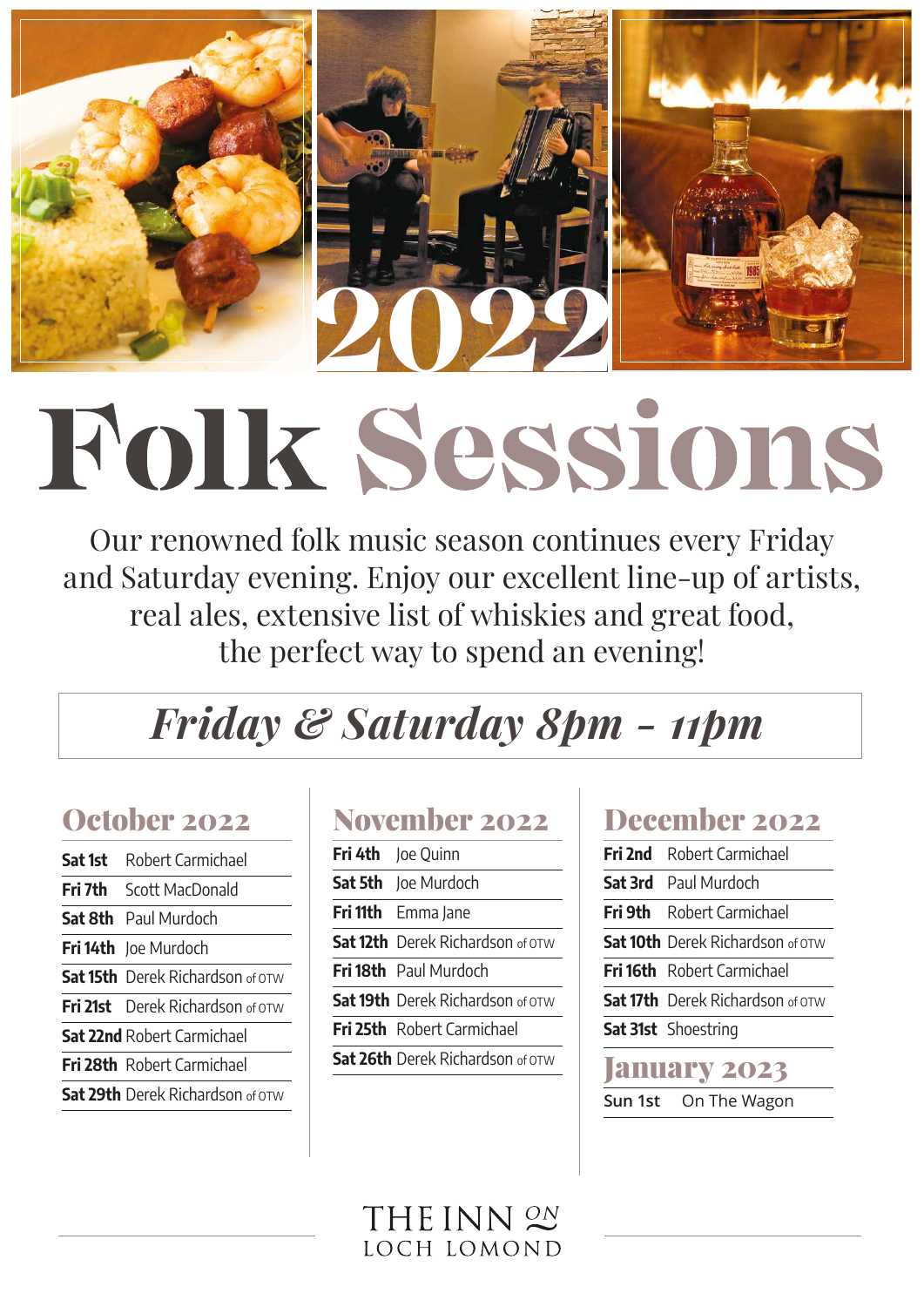2022

# Folk Sessions

Our renowned folk music season continues every Friday and Saturday evening. Enjoy our excellent line-up of artists, real ales, extensive list of whiskies and great food, the perfect way to spend an evening!

## *Friday & Saturday 8pm - 11pm*

### October 2022

| | |
|---|---|
| **Sat 1st** | Robert Carmichael |
| **Fri 7th** | Scott MacDonald |
| **Sat 8th** | Paul Murdoch |
| **Fri 14th** | Joe Murdoch |
| **Sat 15th** | Derek Richardson of OTW |
| **Fri 21st** | Derek Richardson of OTW |
| **Sat 22nd** | Robert Carmichael |
| **Fri 28th** | Robert Carmichael |
| **Sat 29th** | Derek Richardson of OTW |

### November 2022

| | |
|---|---|
| **Fri 4th** | Joe Quinn |
| **Sat 5th** | Joe Murdoch |
| **Fri 11th** | Emma Jane |
| **Sat 12th** | Derek Richardson of OTW |
| **Fri 18th** | Paul Murdoch |
| **Sat 19th** | Derek Richardson of OTW |
| **Fri 25th** | Robert Carmichael |
| **Sat 26th** | Derek Richardson of OTW |

### December 2022

| | |
|---|---|
| **Fri 2nd** | Robert Carmichael |
| **Sat 3rd** | Paul Murdoch |
| **Fri 9th** | Robert Carmichael |
| **Sat 10th** | Derek Richardson of OTW |
| **Fri 16th** | Robert Carmichael |
| **Sat 17th** | Derek Richardson of OTW |
| **Sat 31st** | Shoestring |

### January 2023

| | |
|---|---|
| Sun 1st | On The Wagon |

THE INN ON LOCH LOMOND